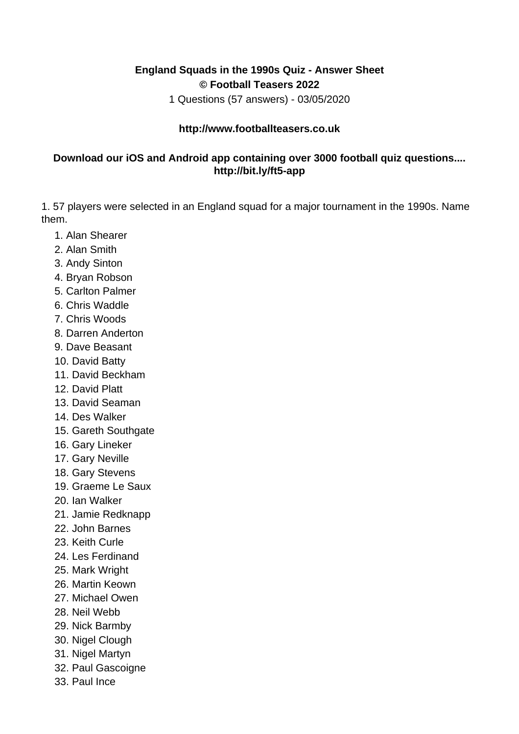**England Squads in the 1990s Quiz - Answer Sheet**
**© Football Teasers 2022**
1 Questions (57 answers) - 03/05/2020

**http://www.footballteasers.co.uk**

**Download our iOS and Android app containing over 3000 football quiz questions.... http://bit.ly/ft5-app**

1. 57 players were selected in an England squad for a major tournament in the 1990s. Name them.

1. Alan Shearer
2. Alan Smith
3. Andy Sinton
4. Bryan Robson
5. Carlton Palmer
6. Chris Waddle
7. Chris Woods
8. Darren Anderton
9. Dave Beasant
10. David Batty
11. David Beckham
12. David Platt
13. David Seaman
14. Des Walker
15. Gareth Southgate
16. Gary Lineker
17. Gary Neville
18. Gary Stevens
19. Graeme Le Saux
20. Ian Walker
21. Jamie Redknapp
22. John Barnes
23. Keith Curle
24. Les Ferdinand
25. Mark Wright
26. Martin Keown
27. Michael Owen
28. Neil Webb
29. Nick Barmby
30. Nigel Clough
31. Nigel Martyn
32. Paul Gascoigne
33. Paul Ince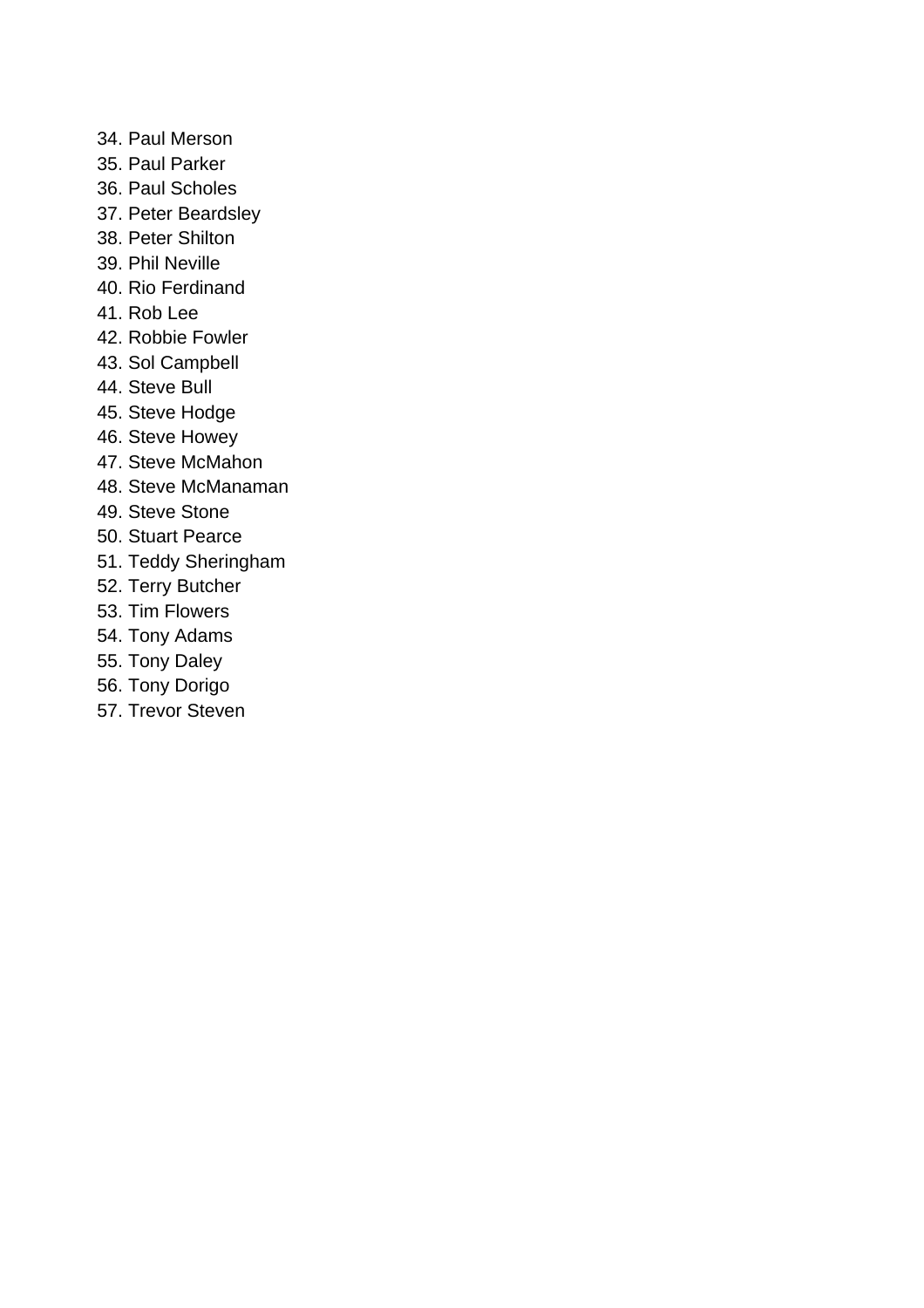34. Paul Merson
35. Paul Parker
36. Paul Scholes
37. Peter Beardsley
38. Peter Shilton
39. Phil Neville
40. Rio Ferdinand
41. Rob Lee
42. Robbie Fowler
43. Sol Campbell
44. Steve Bull
45. Steve Hodge
46. Steve Howey
47. Steve McMahon
48. Steve McManaman
49. Steve Stone
50. Stuart Pearce
51. Teddy Sheringham
52. Terry Butcher
53. Tim Flowers
54. Tony Adams
55. Tony Daley
56. Tony Dorigo
57. Trevor Steven